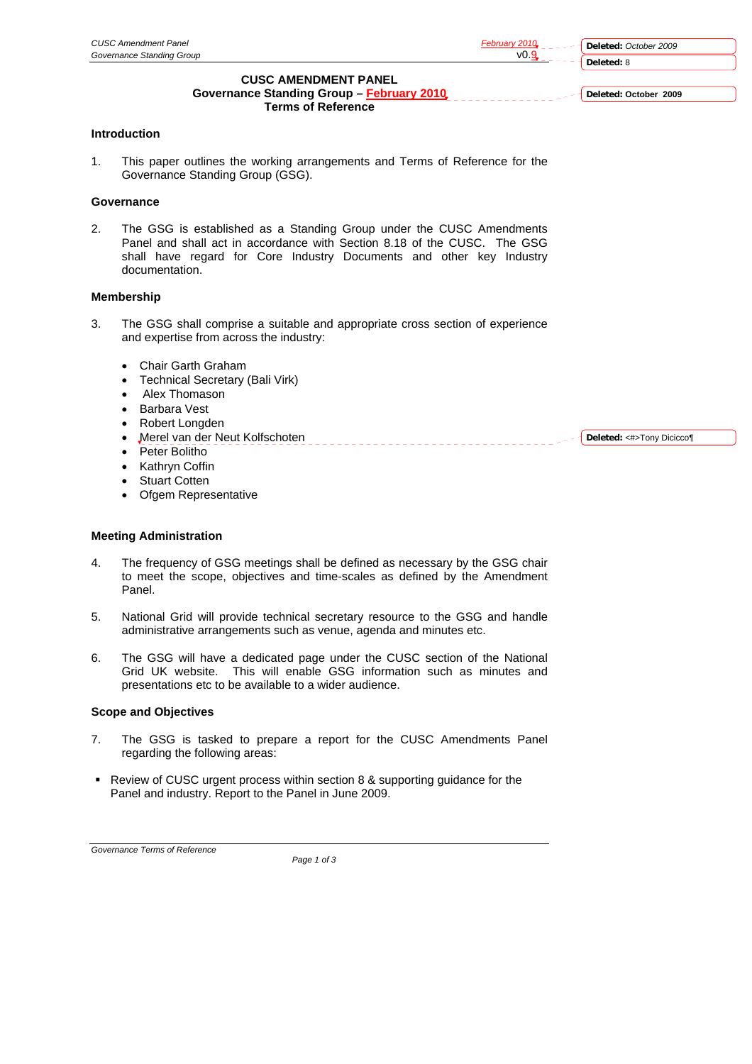# CUSC AMENDMENT PANEL
## Governance Standing Group – February 2010
## Terms of Reference

### Introduction

1. This paper outlines the working arrangements and Terms of Reference for the Governance Standing Group (GSG).

### Governance

2. The GSG is established as a Standing Group under the CUSC Amendments Panel and shall act in accordance with Section 8.18 of the CUSC. The GSG shall have regard for Core Industry Documents and other key Industry documentation.

### Membership

3. The GSG shall comprise a suitable and appropriate cross section of experience and expertise from across the industry:

- Chair Garth Graham
- Technical Secretary (Bali Virk)
- Alex Thomason
- Barbara Vest
- Robert Longden
- Merel van der Neut Kolfschoten
- Peter Bolitho
- Kathryn Coffin
- Stuart Cotten
- Ofgem Representative

### Meeting Administration

4. The frequency of GSG meetings shall be defined as necessary by the GSG chair to meet the scope, objectives and time-scales as defined by the Amendment Panel.

5. National Grid will provide technical secretary resource to the GSG and handle administrative arrangements such as venue, agenda and minutes etc.

6. The GSG will have a dedicated page under the CUSC section of the National Grid UK website. This will enable GSG information such as minutes and presentations etc to be available to a wider audience.

### Scope and Objectives

7. The GSG is tasked to prepare a report for the CUSC Amendments Panel regarding the following areas:

- Review of CUSC urgent process within section 8 & supporting guidance for the Panel and industry. Report to the Panel in June 2009.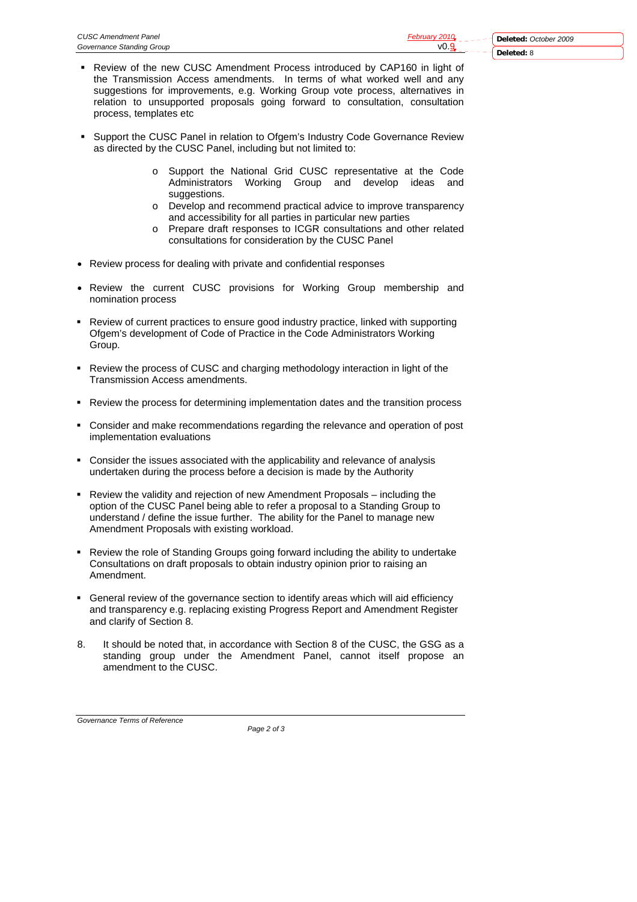- Review of the new CUSC Amendment Process introduced by CAP160 in light of the Transmission Access amendments. In terms of what worked well and any suggestions for improvements, e.g. Working Group vote process, alternatives in relation to unsupported proposals going forward to consultation, consultation process, templates etc

- Support the CUSC Panel in relation to Ofgem's Industry Code Governance Review as directed by the CUSC Panel, including but not limited to:

    - Support the National Grid CUSC representative at the Code Administrators Working Group and develop ideas and suggestions.
    - Develop and recommend practical advice to improve transparency and accessibility for all parties in particular new parties
    - Prepare draft responses to ICGR consultations and other related consultations for consideration by the CUSC Panel

- Review process for dealing with private and confidential responses

- Review the current CUSC provisions for Working Group membership and nomination process

- Review of current practices to ensure good industry practice, linked with supporting Ofgem's development of Code of Practice in the Code Administrators Working Group.

- Review the process of CUSC and charging methodology interaction in light of the Transmission Access amendments.

- Review the process for determining implementation dates and the transition process

- Consider and make recommendations regarding the relevance and operation of post implementation evaluations

- Consider the issues associated with the applicability and relevance of analysis undertaken during the process before a decision is made by the Authority

- Review the validity and rejection of new Amendment Proposals – including the option of the CUSC Panel being able to refer a proposal to a Standing Group to understand / define the issue further. The ability for the Panel to manage new Amendment Proposals with existing workload.

- Review the role of Standing Groups going forward including the ability to undertake Consultations on draft proposals to obtain industry opinion prior to raising an Amendment.

- General review of the governance section to identify areas which will aid efficiency and transparency e.g. replacing existing Progress Report and Amendment Register and clarify of Section 8.

8. It should be noted that, in accordance with Section 8 of the CUSC, the GSG as a standing group under the Amendment Panel, cannot itself propose an amendment to the CUSC.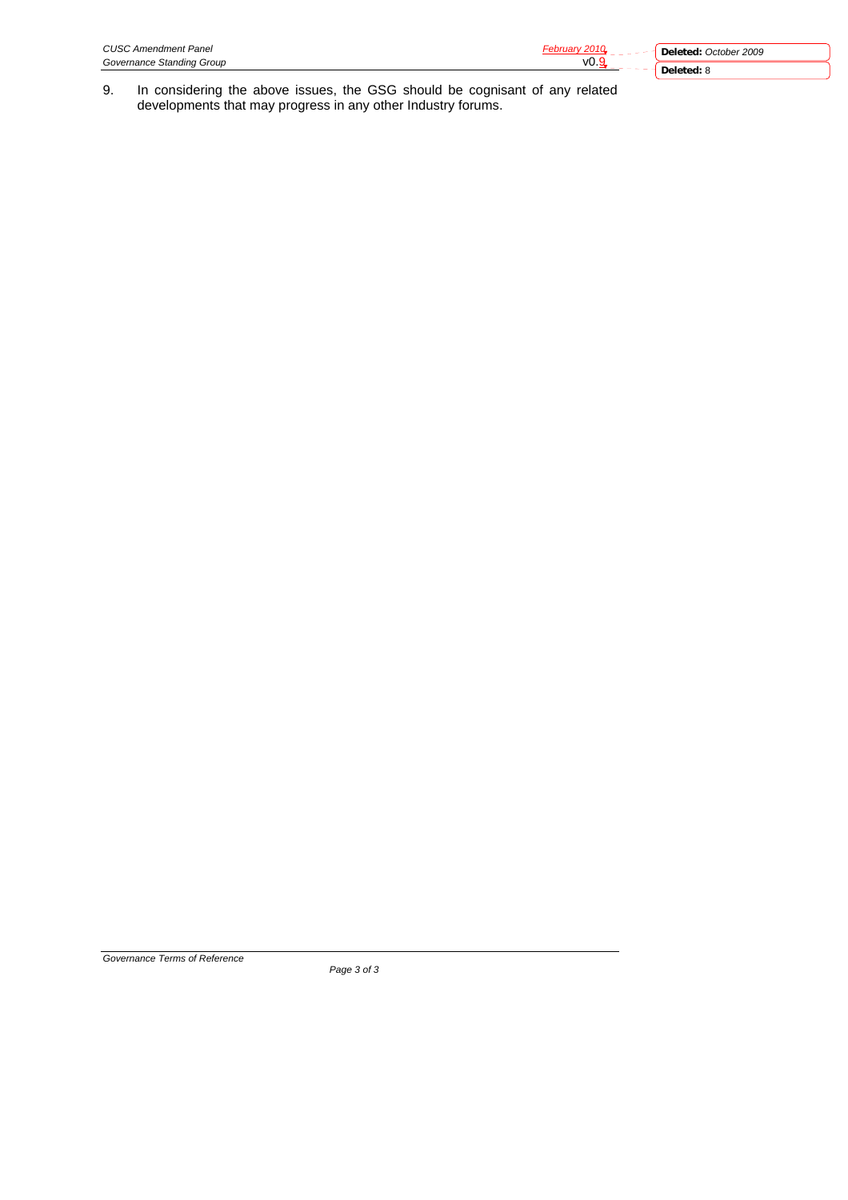9. In considering the above issues, the GSG should be cognisant of any related developments that may progress in any other Industry forums.